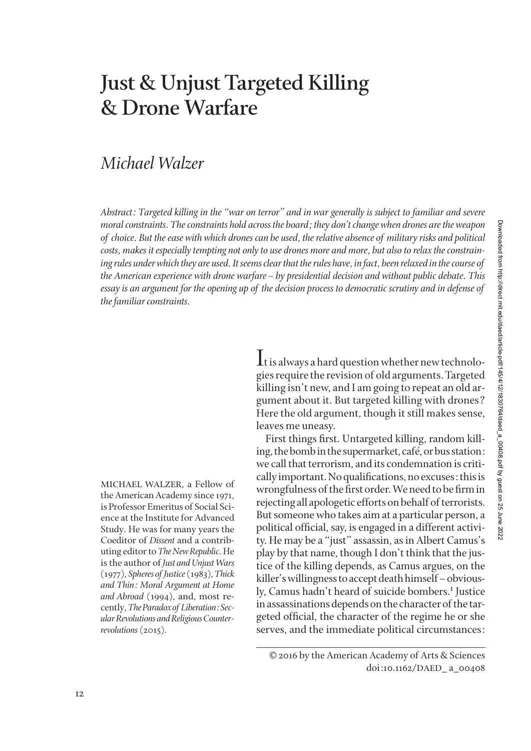# Just & Unjust Targeted Killing & Drone Warfare

## *Michael Walzer*

*Abstract: Targeted killing in the "war on terror" and in war generally is subject to familiar and severe moral constraints. The constraints hold across the board; they don't change when drones are the weapon of choice. But the ease with which drones can be used, the relative absence of military risks and political costs, makes it especially tempting not only to use drones more and more, but also to relax the constraining rules under which they are used. It seems clear that the rules have, in fact, been relaxed in the course of the American experience with drone warfare – by presidential decision and without public debate. This essay is an argument for the opening up of the decision process to democratic scrutiny and in defense of the familiar constraints.*

MICHAEL WALZER, a Fellow of the American Academy since 1971, is Professor Emeritus of Social Science at the Institute for Advanced Study. He was for many years the Coeditor of *Dissent* and a contributing editor to *The New Republic*. He is the author of *Just and Unjust Wars* (1977), *Spheres of Justice* (1983), *Thick and Thin: Moral Argument at Home and Abroad* (1994), and, most recently, *The Paradox of Liberation: Secular Revolutions and Religious Counterrevolutions* (2015).

It is always a hard question whether new technologies require the revision of old arguments. Targeted killing isn't new, and I am going to repeat an old argument about it. But targeted killing with drones? Here the old argument, though it still makes sense, leaves me uneasy.

First things first. Untargeted killing, random killing, the bomb in the supermarket, café, or bus station: we call that terrorism, and its condemnation is critically important. No qualifications, no excuses: this is wrongfulness of the first order. We need to be firm in rejecting all apologetic efforts on behalf of terrorists. But someone who takes aim at a particular person, a political official, say, is engaged in a different activity. He may be a "just" assassin, as in Albert Camus's play by that name, though I don't think that the justice of the killing depends, as Camus argues, on the killer's willingness to accept death himself – obviously, Camus hadn't heard of suicide bombers.[1] Justice in assassinations depends on the character of the targeted official, the character of the regime he or she serves, and the immediate political circumstances:

© 2016 by the American Academy of Arts & Sciences
doi:10.1162/DAED_ a_00408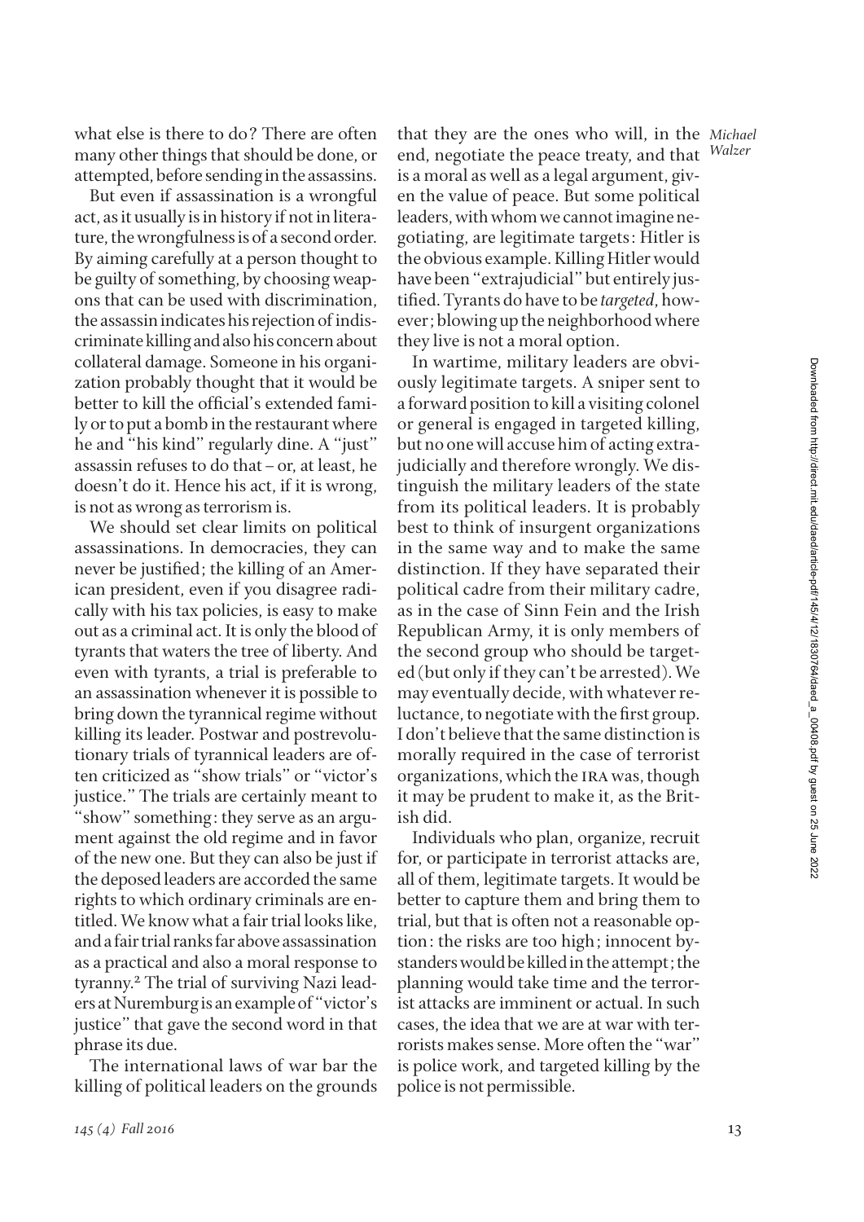what else is there to do? There are often many other things that should be done, or attempted, before sending in the assassins.

But even if assassination is a wrongful act, as it usually is in history if not in literature, the wrongfulness is of a second order. By aiming carefully at a person thought to be guilty of something, by choosing weapons that can be used with discrimination, the assassin indicates his rejection of indiscriminate killing and also his concern about collateral damage. Someone in his organization probably thought that it would be better to kill the official's extended family or to put a bomb in the restaurant where he and "his kind" regularly dine. A "just" assassin refuses to do that – or, at least, he doesn't do it. Hence his act, if it is wrong, is not as wrong as terrorism is.

We should set clear limits on political assassinations. In democracies, they can never be justified; the killing of an American president, even if you disagree radically with his tax policies, is easy to make out as a criminal act. It is only the blood of tyrants that waters the tree of liberty. And even with tyrants, a trial is preferable to an assassination whenever it is possible to bring down the tyrannical regime without killing its leader. Postwar and postrevolutionary trials of tyrannical leaders are often criticized as "show trials" or "victor's justice." The trials are certainly meant to "show" something: they serve as an argument against the old regime and in favor of the new one. But they can also be just if the deposed leaders are accorded the same rights to which ordinary criminals are entitled. We know what a fair trial looks like, and a fair trial ranks far above assassination as a practical and also a moral response to tyranny.[2] The trial of surviving Nazi leaders at Nuremburg is an example of "victor's justice" that gave the second word in that phrase its due.

The international laws of war bar the killing of political leaders on the grounds that they are the ones who will, in the end, negotiate the peace treaty, and that is a moral as well as a legal argument, given the value of peace. But some political leaders, with whom we cannot imagine negotiating, are legitimate targets: Hitler is the obvious example. Killing Hitler would have been "extrajudicial" but entirely justified. Tyrants do have to be *targeted*, however; blowing up the neighborhood where they live is not a moral option.

In wartime, military leaders are obviously legitimate targets. A sniper sent to a forward position to kill a visiting colonel or general is engaged in targeted killing, but no one will accuse him of acting extrajudicially and therefore wrongly. We distinguish the military leaders of the state from its political leaders. It is probably best to think of insurgent organizations in the same way and to make the same distinction. If they have separated their political cadre from their military cadre, as in the case of Sinn Fein and the Irish Republican Army, it is only members of the second group who should be targeted (but only if they can't be arrested). We may eventually decide, with whatever reluctance, to negotiate with the first group. I don't believe that the same distinction is morally required in the case of terrorist organizations, which the IRA was, though it may be prudent to make it, as the British did.

Individuals who plan, organize, recruit for, or participate in terrorist attacks are, all of them, legitimate targets. It would be better to capture them and bring them to trial, but that is often not a reasonable option: the risks are too high; innocent bystanders would be killed in the attempt; the planning would take time and the terrorist attacks are imminent or actual. In such cases, the idea that we are at war with terrorists makes sense. More often the "war" is police work, and targeted killing by the police is not permissible.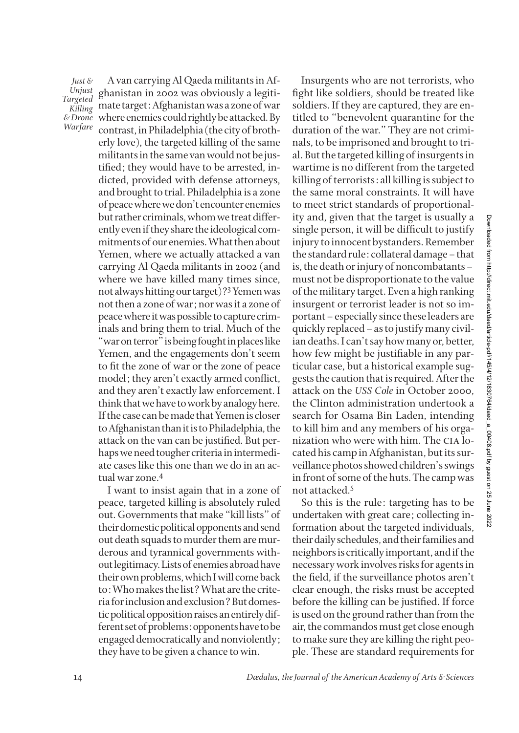A van carrying Al Qaeda militants in Afghanistan in 2002 was obviously a legitimate target: Afghanistan was a zone of war where enemies could rightly be attacked. By contrast, in Philadelphia (the city of brotherly love), the targeted killing of the same militants in the same van would not be justified; they would have to be arrested, indicted, provided with defense attorneys, and brought to trial. Philadelphia is a zone of peace where we don't encounter enemies but rather criminals, whom we treat differently even if they share the ideological commitments of our enemies. What then about Yemen, where we actually attacked a van carrying Al Qaeda militants in 2002 (and where we have killed many times since, not always hitting our target)?[3] Yemen was not then a zone of war; nor was it a zone of peace where it was possible to capture criminals and bring them to trial. Much of the "war on terror" is being fought in places like Yemen, and the engagements don't seem to fit the zone of war or the zone of peace model; they aren't exactly armed conflict, and they aren't exactly law enforcement. I think that we have to work by analogy here. If the case can be made that Yemen is closer to Afghanistan than it is to Philadelphia, the attack on the van can be justified. But perhaps we need tougher criteria in intermediate cases like this one than we do in an actual war zone.[4]

I want to insist again that in a zone of peace, targeted killing is absolutely ruled out. Governments that make "kill lists" of their domestic political opponents and send out death squads to murder them are murderous and tyrannical governments without legitimacy. Lists of enemies abroad have their own problems, which I will come back to: Who makes the list? What are the criteria for inclusion and exclusion? But domestic political opposition raises an entirely different set of problems: opponents have to be engaged democratically and nonviolently; they have to be given a chance to win.

Insurgents who are not terrorists, who fight like soldiers, should be treated like soldiers. If they are captured, they are entitled to "benevolent quarantine for the duration of the war." They are not criminals, to be imprisoned and brought to trial. But the targeted killing of insurgents in wartime is no different from the targeted killing of terrorists: all killing is subject to the same moral constraints. It will have to meet strict standards of proportionality and, given that the target is usually a single person, it will be difficult to justify injury to innocent bystanders. Remember the standard rule: collateral damage – that is, the death or injury of noncombatants – must not be disproportionate to the value of the military target. Even a high ranking insurgent or terrorist leader is not so important – especially since these leaders are quickly replaced – as to justify many civilian deaths. I can't say how many or, better, how few might be justifiable in any particular case, but a historical example suggests the caution that is required. After the attack on the *USS Cole* in October 2000, the Clinton administration undertook a search for Osama Bin Laden, intending to kill him and any members of his organization who were with him. The CIA located his camp in Afghanistan, but its surveillance photos showed children's swings in front of some of the huts. The camp was not attacked.[5]

So this is the rule: targeting has to be undertaken with great care; collecting information about the targeted individuals, their daily schedules, and their families and neighbors is critically important, and if the necessary work involves risks for agents in the field, if the surveillance photos aren't clear enough, the risks must be accepted before the killing can be justified. If force is used on the ground rather than from the air, the commandos must get close enough to make sure they are killing the right people. These are standard requirements for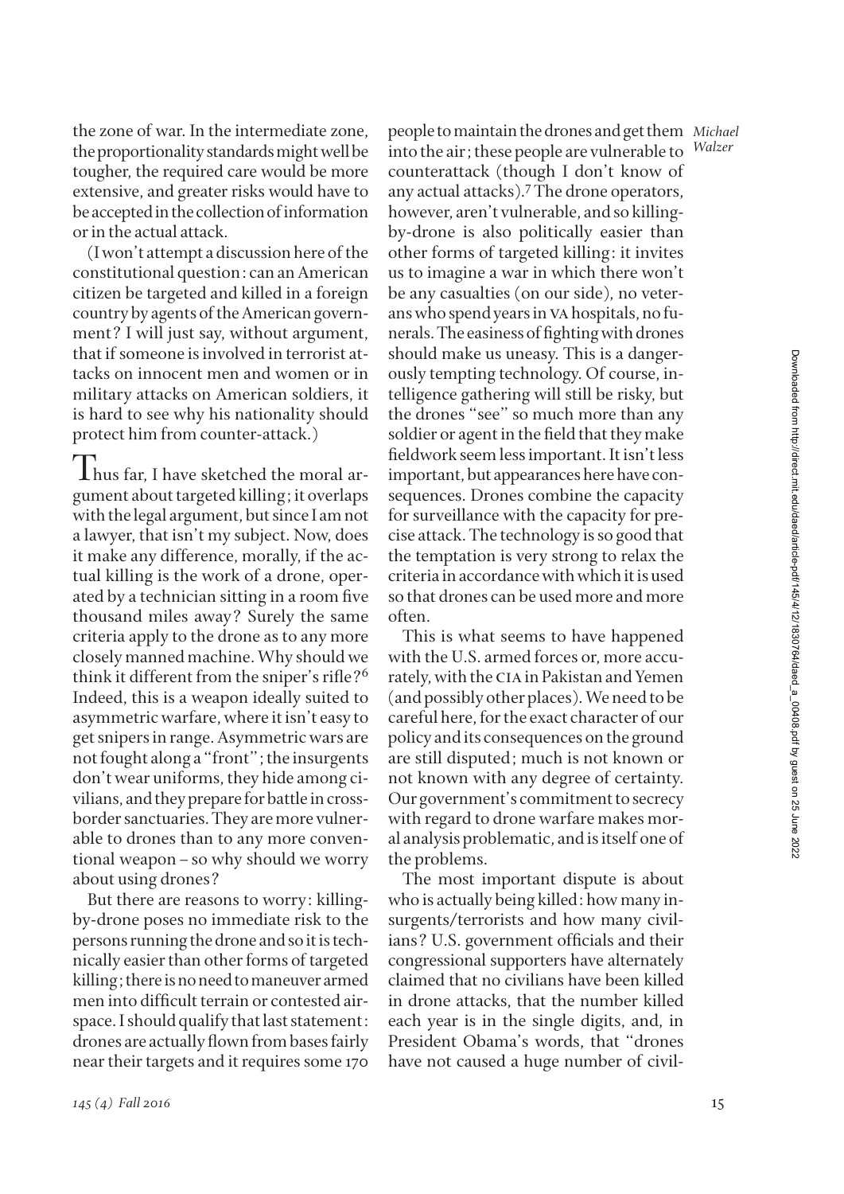the zone of war. In the intermediate zone, the proportionality standards might well be tougher, the required care would be more extensive, and greater risks would have to be accepted in the collection of information or in the actual attack.

(I won't attempt a discussion here of the constitutional question: can an American citizen be targeted and killed in a foreign country by agents of the American government? I will just say, without argument, that if someone is involved in terrorist attacks on innocent men and women or in military attacks on American soldiers, it is hard to see why his nationality should protect him from counter-attack.)

Thus far, I have sketched the moral argument about targeted killing; it overlaps with the legal argument, but since I am not a lawyer, that isn't my subject. Now, does it make any difference, morally, if the actual killing is the work of a drone, operated by a technician sitting in a room five thousand miles away? Surely the same criteria apply to the drone as to any more closely manned machine. Why should we think it different from the sniper's rifle?[6] Indeed, this is a weapon ideally suited to asymmetric warfare, where it isn't easy to get snipers in range. Asymmetric wars are not fought along a "front"; the insurgents don't wear uniforms, they hide among civilians, and they prepare for battle in cross-border sanctuaries. They are more vulnerable to drones than to any more conventional weapon – so why should we worry about using drones?

But there are reasons to worry: killing-by-drone poses no immediate risk to the persons running the drone and so it is technically easier than other forms of targeted killing; there is no need to maneuver armed men into difficult terrain or contested airspace. I should qualify that last statement: drones are actually flown from bases fairly near their targets and it requires some 170 people to maintain the drones and get them into the air; these people are vulnerable to counterattack (though I don't know of any actual attacks).[7] The drone operators, however, aren't vulnerable, and so killing-by-drone is also politically easier than other forms of targeted killing: it invites us to imagine a war in which there won't be any casualties (on our side), no veterans who spend years in VA hospitals, no funerals. The easiness of fighting with drones should make us uneasy. This is a dangerously tempting technology. Of course, intelligence gathering will still be risky, but the drones "see" so much more than any soldier or agent in the field that they make fieldwork seem less important. It isn't less important, but appearances here have consequences. Drones combine the capacity for surveillance with the capacity for precise attack. The technology is so good that the temptation is very strong to relax the criteria in accordance with which it is used so that drones can be used more and more often.

This is what seems to have happened with the U.S. armed forces or, more accurately, with the CIA in Pakistan and Yemen (and possibly other places). We need to be careful here, for the exact character of our policy and its consequences on the ground are still disputed; much is not known or not known with any degree of certainty. Our government's commitment to secrecy with regard to drone warfare makes moral analysis problematic, and is itself one of the problems.

The most important dispute is about who is actually being killed: how many insurgents/terrorists and how many civilians? U.S. government officials and their congressional supporters have alternately claimed that no civilians have been killed in drone attacks, that the number killed each year is in the single digits, and, in President Obama's words, that "drones have not caused a huge number of civil-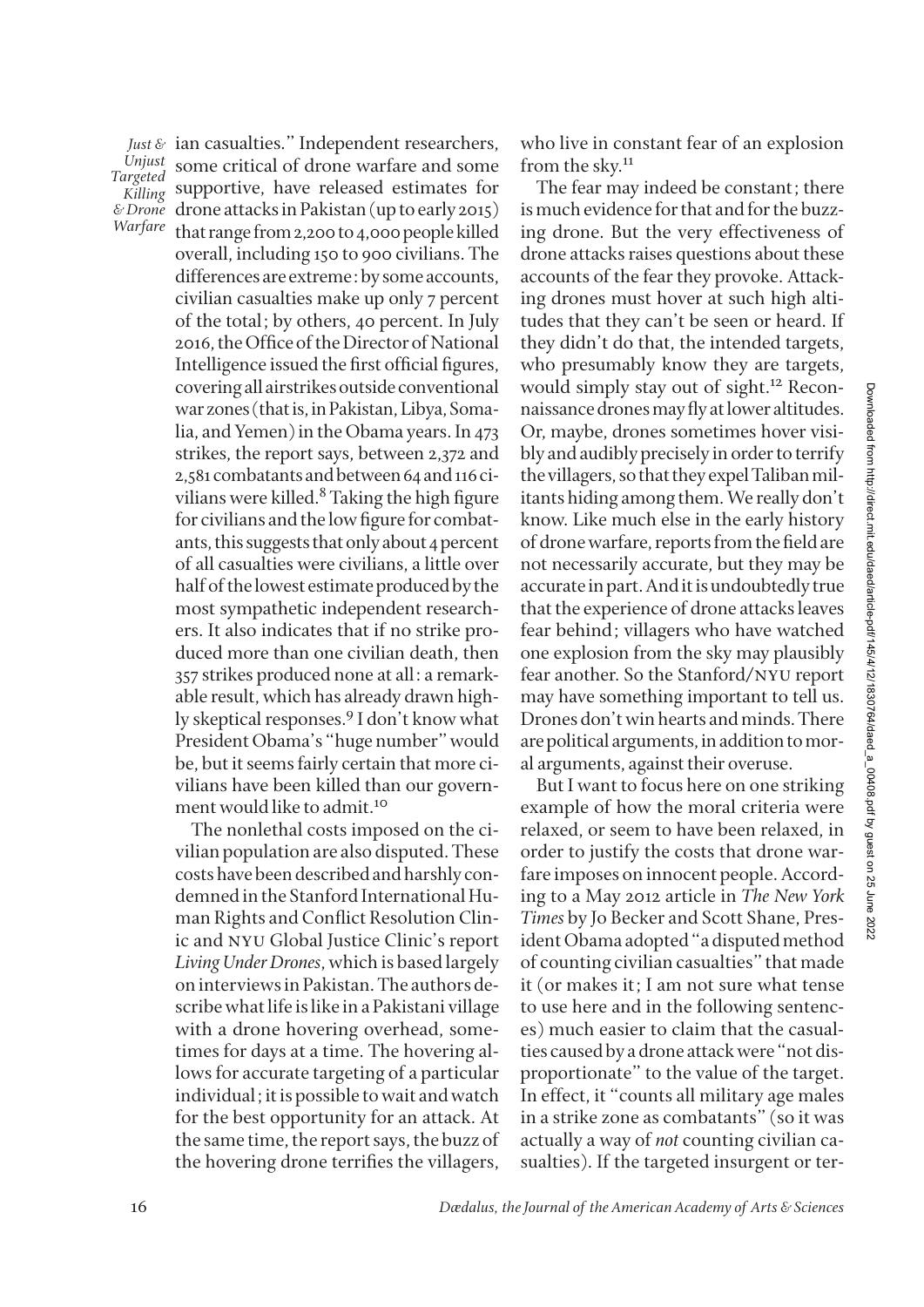ian casualties." Independent researchers, some critical of drone warfare and some supportive, have released estimates for drone attacks in Pakistan (up to early 2015) that range from 2,200 to 4,000 people killed overall, including 150 to 900 civilians. The differences are extreme: by some accounts, civilian casualties make up only 7 percent of the total; by others, 40 percent. In July 2016, the Office of the Director of National Intelligence issued the first official figures, covering all airstrikes outside conventional war zones (that is, in Pakistan, Libya, Somalia, and Yemen) in the Obama years. In 473 strikes, the report says, between 2,372 and 2,581 combatants and between 64 and 116 civilians were killed.[8] Taking the high figure for civilians and the low figure for combatants, this suggests that only about 4 percent of all casualties were civilians, a little over half of the lowest estimate produced by the most sympathetic independent researchers. It also indicates that if no strike produced more than one civilian death, then 357 strikes produced none at all: a remarkable result, which has already drawn highly skeptical responses.[9] I don't know what President Obama's "huge number" would be, but it seems fairly certain that more civilians have been killed than our government would like to admit.[10]

The nonlethal costs imposed on the civilian population are also disputed. These costs have been described and harshly condemned in the Stanford International Human Rights and Conflict Resolution Clinic and NYU Global Justice Clinic's report *Living Under Drones*, which is based largely on interviews in Pakistan. The authors describe what life is like in a Pakistani village with a drone hovering overhead, sometimes for days at a time. The hovering allows for accurate targeting of a particular individual; it is possible to wait and watch for the best opportunity for an attack. At the same time, the report says, the buzz of the hovering drone terrifies the villagers, who live in constant fear of an explosion from the sky.[11]

The fear may indeed be constant; there is much evidence for that and for the buzzing drone. But the very effectiveness of drone attacks raises questions about these accounts of the fear they provoke. Attacking drones must hover at such high altitudes that they can't be seen or heard. If they didn't do that, the intended targets, who presumably know they are targets, would simply stay out of sight.[12] Reconnaissance drones may fly at lower altitudes. Or, maybe, drones sometimes hover visibly and audibly precisely in order to terrify the villagers, so that they expel Taliban militants hiding among them. We really don't know. Like much else in the early history of drone warfare, reports from the field are not necessarily accurate, but they may be accurate in part. And it is undoubtedly true that the experience of drone attacks leaves fear behind; villagers who have watched one explosion from the sky may plausibly fear another. So the Stanford/NYU report may have something important to tell us. Drones don't win hearts and minds. There are political arguments, in addition to moral arguments, against their overuse.

But I want to focus here on one striking example of how the moral criteria were relaxed, or seem to have been relaxed, in order to justify the costs that drone warfare imposes on innocent people. According to a May 2012 article in *The New York Times* by Jo Becker and Scott Shane, President Obama adopted "a disputed method of counting civilian casualties" that made it (or makes it; I am not sure what tense to use here and in the following sentences) much easier to claim that the casualties caused by a drone attack were "not disproportionate" to the value of the target. In effect, it "counts all military age males in a strike zone as combatants" (so it was actually a way of *not* counting civilian casualties). If the targeted insurgent or ter-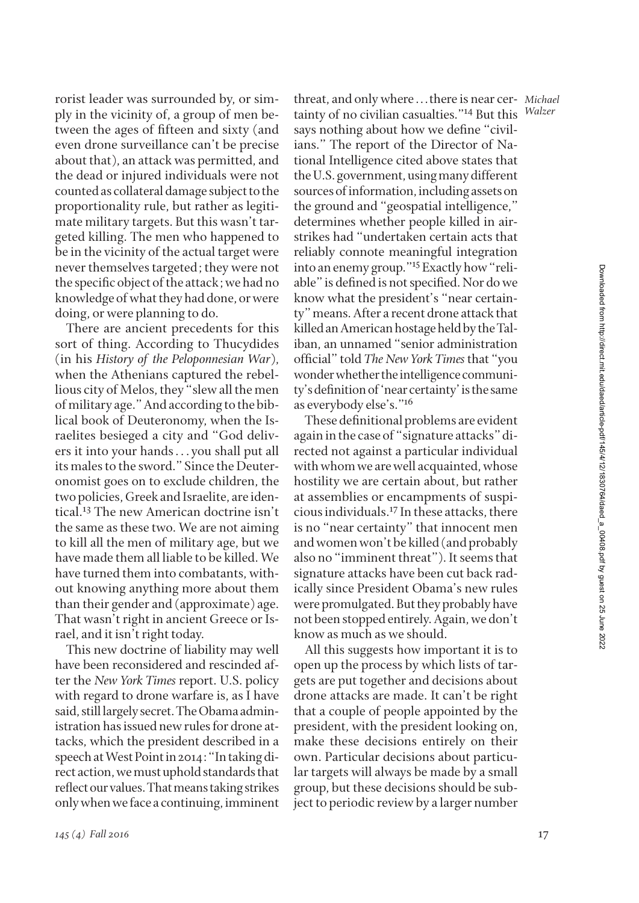rorist leader was surrounded by, or simply in the vicinity of, a group of men between the ages of fifteen and sixty (and even drone surveillance can't be precise about that), an attack was permitted, and the dead or injured individuals were not counted as collateral damage subject to the proportionality rule, but rather as legitimate military targets. But this wasn't targeted killing. The men who happened to be in the vicinity of the actual target were never themselves targeted; they were not the specific object of the attack; we had no knowledge of what they had done, or were doing, or were planning to do.

There are ancient precedents for this sort of thing. According to Thucydides (in his *History of the Peloponnesian War*), when the Athenians captured the rebellious city of Melos, they "slew all the men of military age." And according to the biblical book of Deuteronomy, when the Israelites besieged a city and "God delivers it into your hands . . . you shall put all its males to the sword." Since the Deuteronomist goes on to exclude children, the two policies, Greek and Israelite, are identical.[13] The new American doctrine isn't the same as these two. We are not aiming to kill all the men of military age, but we have made them all liable to be killed. We have turned them into combatants, without knowing anything more about them than their gender and (approximate) age. That wasn't right in ancient Greece or Israel, and it isn't right today.

This new doctrine of liability may well have been reconsidered and rescinded after the *New York Times* report. U.S. policy with regard to drone warfare is, as I have said, still largely secret. The Obama administration has issued new rules for drone attacks, which the president described in a speech at West Point in 2014: "In taking direct action, we must uphold standards that reflect our values. That means taking strikes only when we face a continuing, imminent threat, and only where . . . there is near certainty of no civilian casualties."[14] But this says nothing about how we define "civilians." The report of the Director of National Intelligence cited above states that the U.S. government, using many different sources of information, including assets on the ground and "geospatial intelligence," determines whether people killed in airstrikes had "undertaken certain acts that reliably connote meaningful integration into an enemy group."[15] Exactly how "reliable" is defined is not specified. Nor do we know what the president's "near certainty" means. After a recent drone attack that killed an American hostage held by the Taliban, an unnamed "senior administration official" told *The New York Times* that "you wonder whether the intelligence community's definition of 'near certainty' is the same as everybody else's."[16]

These definitional problems are evident again in the case of "signature attacks" directed not against a particular individual with whom we are well acquainted, whose hostility we are certain about, but rather at assemblies or encampments of suspicious individuals.[17] In these attacks, there is no "near certainty" that innocent men and women won't be killed (and probably also no "imminent threat"). It seems that signature attacks have been cut back radically since President Obama's new rules were promulgated. But they probably have not been stopped entirely. Again, we don't know as much as we should.

All this suggests how important it is to open up the process by which lists of targets are put together and decisions about drone attacks are made. It can't be right that a couple of people appointed by the president, with the president looking on, make these decisions entirely on their own. Particular decisions about particular targets will always be made by a small group, but these decisions should be subject to periodic review by a larger number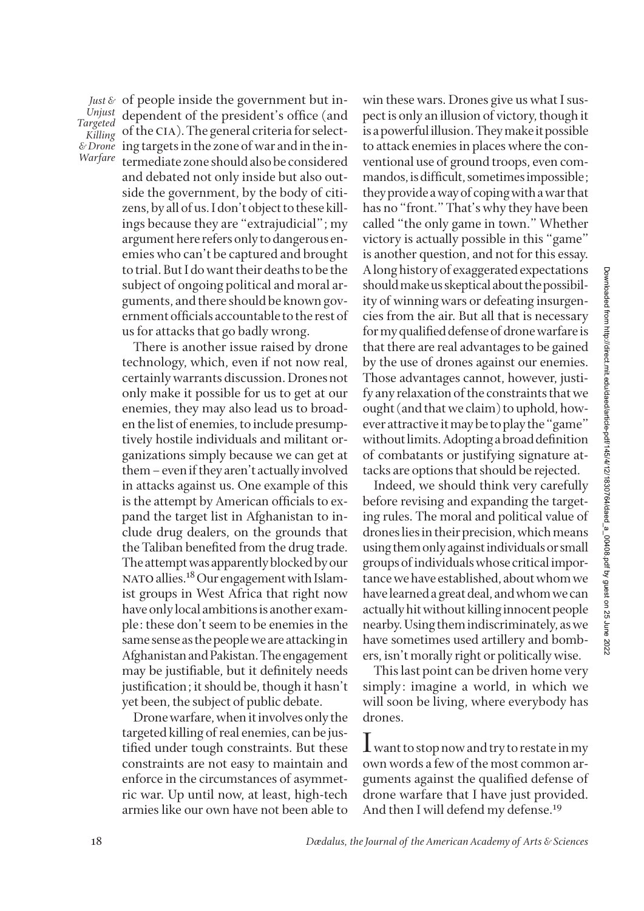of people inside the government but independent of the president's office (and of the CIA). The general criteria for selecting targets in the zone of war and in the intermediate zone should also be considered and debated not only inside but also outside the government, by the body of citizens, by all of us. I don't object to these killings because they are "extrajudicial"; my argument here refers only to dangerous enemies who can't be captured and brought to trial. But I do want their deaths to be the subject of ongoing political and moral arguments, and there should be known government officials accountable to the rest of us for attacks that go badly wrong.

There is another issue raised by drone technology, which, even if not now real, certainly warrants discussion. Drones not only make it possible for us to get at our enemies, they may also lead us to broaden the list of enemies, to include presumptively hostile individuals and militant organizations simply because we can get at them – even if they aren't actually involved in attacks against us. One example of this is the attempt by American officials to expand the target list in Afghanistan to include drug dealers, on the grounds that the Taliban benefited from the drug trade. The attempt was apparently blocked by our NATO allies.[18] Our engagement with Islamist groups in West Africa that right now have only local ambitions is another example: these don't seem to be enemies in the same sense as the people we are attacking in Afghanistan and Pakistan. The engagement may be justifiable, but it definitely needs justification; it should be, though it hasn't yet been, the subject of public debate.

Drone warfare, when it involves only the targeted killing of real enemies, can be justified under tough constraints. But these constraints are not easy to maintain and enforce in the circumstances of asymmetric war. Up until now, at least, high-tech armies like our own have not been able to win these wars. Drones give us what I suspect is only an illusion of victory, though it is a powerful illusion. They make it possible to attack enemies in places where the conventional use of ground troops, even commandos, is difficult, sometimes impossible; they provide a way of coping with a war that has no "front." That's why they have been called "the only game in town." Whether victory is actually possible in this "game" is another question, and not for this essay. A long history of exaggerated expectations should make us skeptical about the possibility of winning wars or defeating insurgencies from the air. But all that is necessary for my qualified defense of drone warfare is that there are real advantages to be gained by the use of drones against our enemies. Those advantages cannot, however, justify any relaxation of the constraints that we ought (and that we claim) to uphold, however attractive it may be to play the "game" without limits. Adopting a broad definition of combatants or justifying signature attacks are options that should be rejected.

Indeed, we should think very carefully before revising and expanding the targeting rules. The moral and political value of drones lies in their precision, which means using them only against individuals or small groups of individuals whose critical importance we have established, about whom we have learned a great deal, and whom we can actually hit without killing innocent people nearby. Using them indiscriminately, as we have sometimes used artillery and bombers, isn't morally right or politically wise.

This last point can be driven home very simply: imagine a world, in which we will soon be living, where everybody has drones.

I want to stop now and try to restate in my own words a few of the most common arguments against the qualified defense of drone warfare that I have just provided. And then I will defend my defense.[19]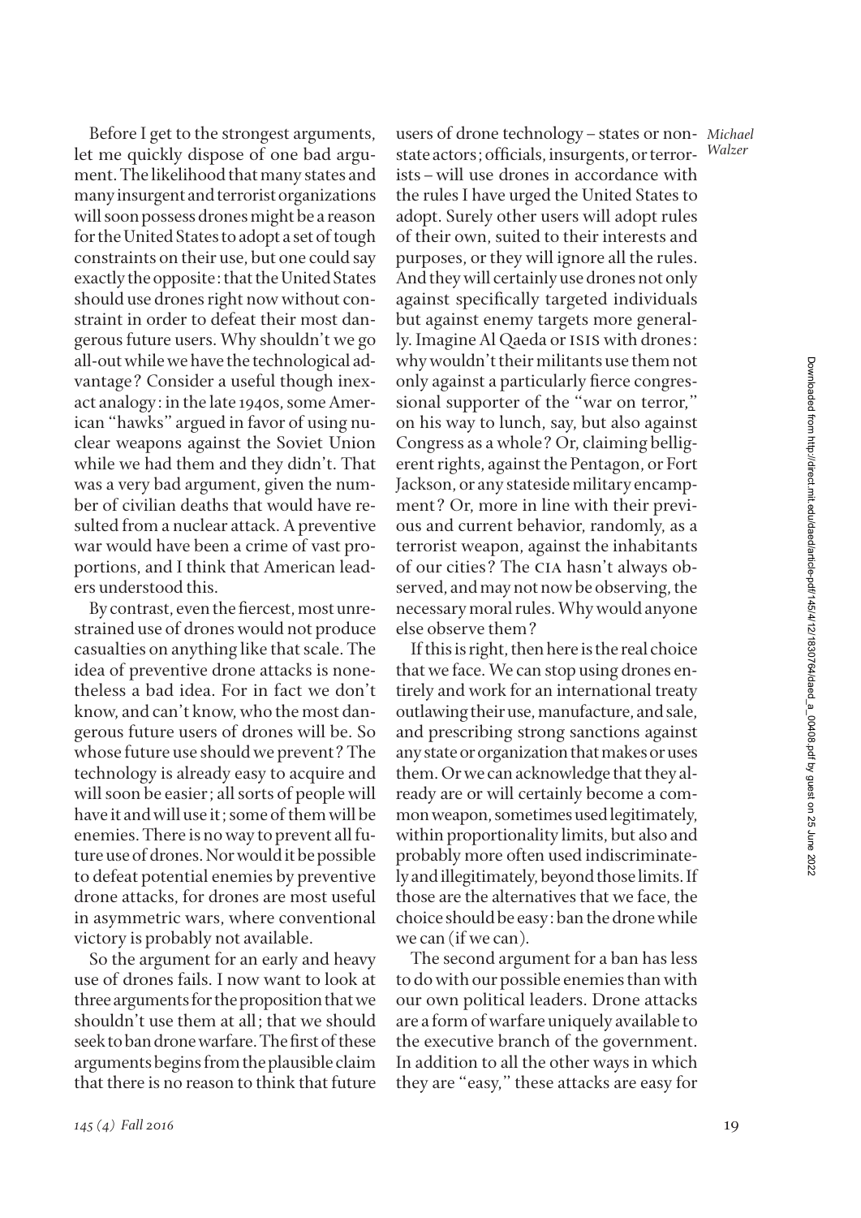Before I get to the strongest arguments, let me quickly dispose of one bad argument. The likelihood that many states and many insurgent and terrorist organizations will soon possess drones might be a reason for the United States to adopt a set of tough constraints on their use, but one could say exactly the opposite: that the United States should use drones right now without constraint in order to defeat their most dangerous future users. Why shouldn't we go all-out while we have the technological advantage? Consider a useful though inexact analogy: in the late 1940s, some American "hawks" argued in favor of using nuclear weapons against the Soviet Union while we had them and they didn't. That was a very bad argument, given the number of civilian deaths that would have resulted from a nuclear attack. A preventive war would have been a crime of vast proportions, and I think that American leaders understood this.

By contrast, even the fiercest, most unrestrained use of drones would not produce casualties on anything like that scale. The idea of preventive drone attacks is nonetheless a bad idea. For in fact we don't know, and can't know, who the most dangerous future users of drones will be. So whose future use should we prevent? The technology is already easy to acquire and will soon be easier; all sorts of people will have it and will use it; some of them will be enemies. There is no way to prevent all future use of drones. Nor would it be possible to defeat potential enemies by preventive drone attacks, for drones are most useful in asymmetric wars, where conventional victory is probably not available.

So the argument for an early and heavy use of drones fails. I now want to look at three arguments for the proposition that we shouldn't use them at all; that we should seek to ban drone warfare. The first of these arguments begins from the plausible claim that there is no reason to think that future users of drone technology – states or nonstate actors; officials, insurgents, or terrorists – will use drones in accordance with the rules I have urged the United States to adopt. Surely other users will adopt rules of their own, suited to their interests and purposes, or they will ignore all the rules. And they will certainly use drones not only against specifically targeted individuals but against enemy targets more generally. Imagine Al Qaeda or ISIS with drones: why wouldn't their militants use them not only against a particularly fierce congressional supporter of the "war on terror," on his way to lunch, say, but also against Congress as a whole? Or, claiming belligerent rights, against the Pentagon, or Fort Jackson, or any stateside military encampment? Or, more in line with their previous and current behavior, randomly, as a terrorist weapon, against the inhabitants of our cities? The CIA hasn't always observed, and may not now be observing, the necessary moral rules. Why would anyone else observe them?

If this is right, then here is the real choice that we face. We can stop using drones entirely and work for an international treaty outlawing their use, manufacture, and sale, and prescribing strong sanctions against any state or organization that makes or uses them. Or we can acknowledge that they already are or will certainly become a common weapon, sometimes used legitimately, within proportionality limits, but also and probably more often used indiscriminately and illegitimately, beyond those limits. If those are the alternatives that we face, the choice should be easy: ban the drone while we can (if we can).

The second argument for a ban has less to do with our possible enemies than with our own political leaders. Drone attacks are a form of warfare uniquely available to the executive branch of the government. In addition to all the other ways in which they are "easy," these attacks are easy for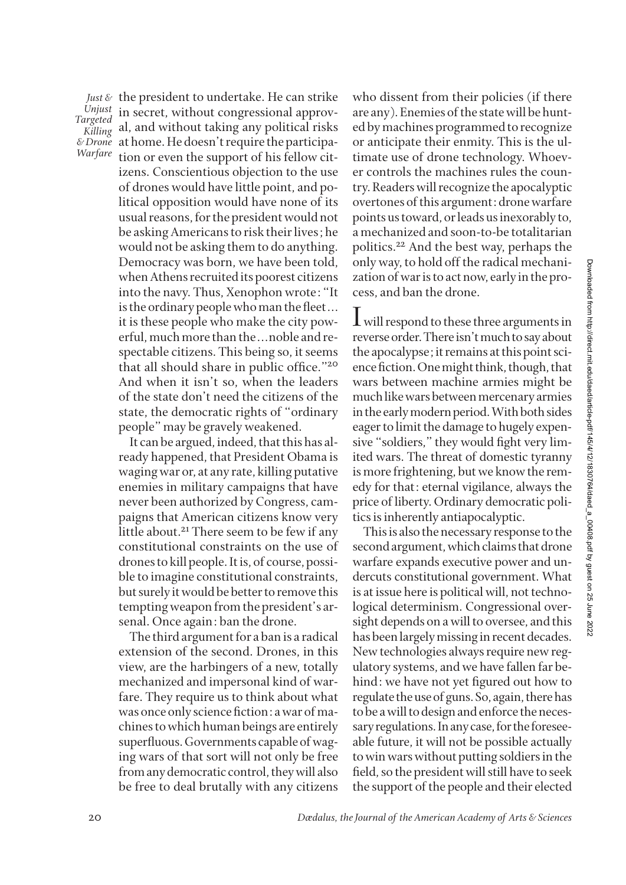the president to undertake. He can strike in secret, without congressional approval, and without taking any political risks at home. He doesn't require the participation or even the support of his fellow citizens. Conscientious objection to the use of drones would have little point, and political opposition would have none of its usual reasons, for the president would not be asking Americans to risk their lives; he would not be asking them to do anything. Democracy was born, we have been told, when Athens recruited its poorest citizens into the navy. Thus, Xenophon wrote: "It is the ordinary people who man the fleet… it is these people who make the city powerful, much more than the…noble and respectable citizens. This being so, it seems that all should share in public office."[20] And when it isn't so, when the leaders of the state don't need the citizens of the state, the democratic rights of "ordinary people" may be gravely weakened.

It can be argued, indeed, that this has already happened, that President Obama is waging war or, at any rate, killing putative enemies in military campaigns that have never been authorized by Congress, campaigns that American citizens know very little about.[21] There seem to be few if any constitutional constraints on the use of drones to kill people. It is, of course, possible to imagine constitutional constraints, but surely it would be better to remove this tempting weapon from the president's arsenal. Once again: ban the drone.

The third argument for a ban is a radical extension of the second. Drones, in this view, are the harbingers of a new, totally mechanized and impersonal kind of warfare. They require us to think about what was once only science fiction: a war of machines to which human beings are entirely superfluous. Governments capable of waging wars of that sort will not only be free from any democratic control, they will also be free to deal brutally with any citizens who dissent from their policies (if there are any). Enemies of the state will be hunted by machines programmed to recognize or anticipate their enmity. This is the ultimate use of drone technology. Whoever controls the machines rules the country. Readers will recognize the apocalyptic overtones of this argument: drone warfare points us toward, or leads us inexorably to, a mechanized and soon-to-be totalitarian politics.[22] And the best way, perhaps the only way, to hold off the radical mechanization of war is to act now, early in the process, and ban the drone.

I will respond to these three arguments in reverse order. There isn't much to say about the apocalypse; it remains at this point science fiction. One might think, though, that wars between machine armies might be much like wars between mercenary armies in the early modern period. With both sides eager to limit the damage to hugely expensive "soldiers," they would fight very limited wars. The threat of domestic tyranny is more frightening, but we know the remedy for that: eternal vigilance, always the price of liberty. Ordinary democratic politics is inherently antiapocalyptic.

This is also the necessary response to the second argument, which claims that drone warfare expands executive power and undercuts constitutional government. What is at issue here is political will, not technological determinism. Congressional oversight depends on a will to oversee, and this has been largely missing in recent decades. New technologies always require new regulatory systems, and we have fallen far behind: we have not yet figured out how to regulate the use of guns. So, again, there has to be a will to design and enforce the necessary regulations. In any case, for the foreseeable future, it will not be possible actually to win wars without putting soldiers in the field, so the president will still have to seek the support of the people and their elected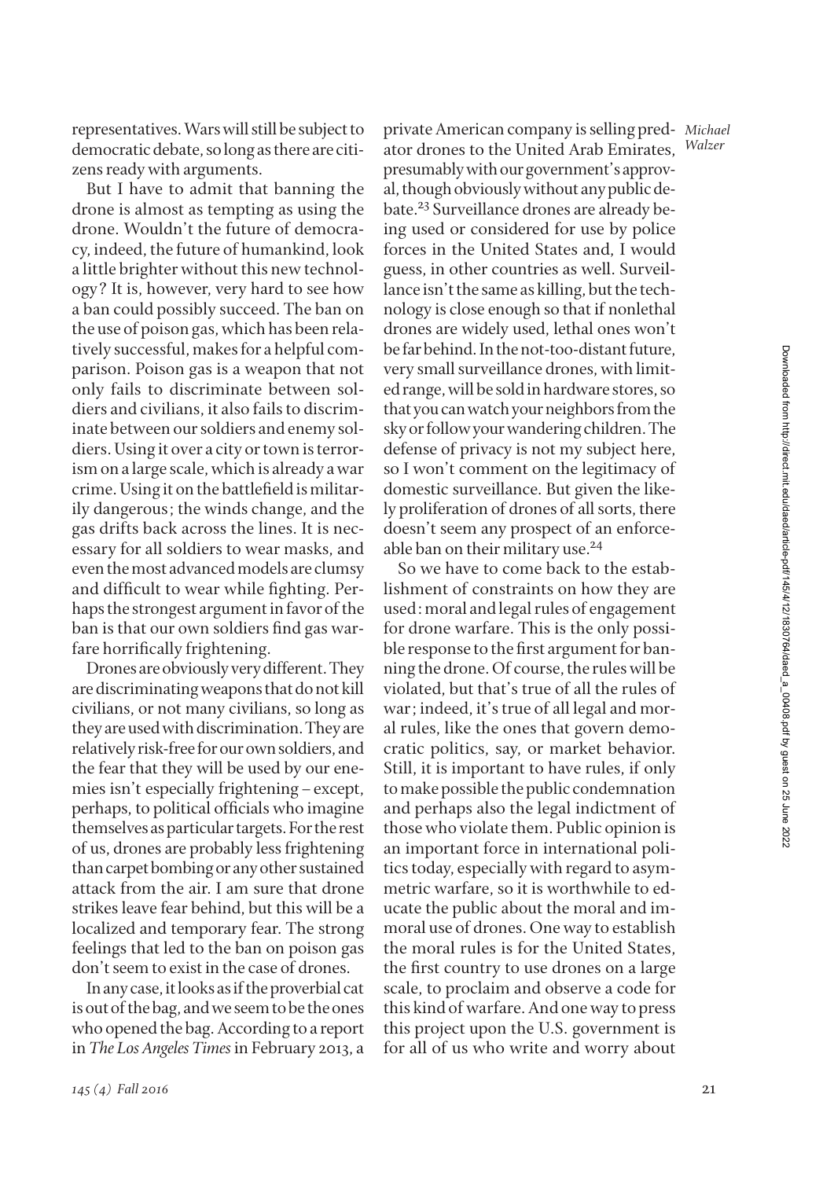representatives. Wars will still be subject to democratic debate, so long as there are citizens ready with arguments.

But I have to admit that banning the drone is almost as tempting as using the drone. Wouldn't the future of democracy, indeed, the future of humankind, look a little brighter without this new technology? It is, however, very hard to see how a ban could possibly succeed. The ban on the use of poison gas, which has been relatively successful, makes for a helpful comparison. Poison gas is a weapon that not only fails to discriminate between soldiers and civilians, it also fails to discriminate between our soldiers and enemy soldiers. Using it over a city or town is terrorism on a large scale, which is already a war crime. Using it on the battlefield is militarily dangerous; the winds change, and the gas drifts back across the lines. It is necessary for all soldiers to wear masks, and even the most advanced models are clumsy and difficult to wear while fighting. Perhaps the strongest argument in favor of the ban is that our own soldiers find gas warfare horrifically frightening.

Drones are obviously very different. They are discriminating weapons that do not kill civilians, or not many civilians, so long as they are used with discrimination. They are relatively risk-free for our own soldiers, and the fear that they will be used by our enemies isn't especially frightening – except, perhaps, to political officials who imagine themselves as particular targets. For the rest of us, drones are probably less frightening than carpet bombing or any other sustained attack from the air. I am sure that drone strikes leave fear behind, but this will be a localized and temporary fear. The strong feelings that led to the ban on poison gas don't seem to exist in the case of drones.

In any case, it looks as if the proverbial cat is out of the bag, and we seem to be the ones who opened the bag. According to a report in *The Los Angeles Times* in February 2013, a private American company is selling predator drones to the United Arab Emirates, presumably with our government's approval, though obviously without any public debate.[23] Surveillance drones are already being used or considered for use by police forces in the United States and, I would guess, in other countries as well. Surveillance isn't the same as killing, but the technology is close enough so that if nonlethal drones are widely used, lethal ones won't be far behind. In the not-too-distant future, very small surveillance drones, with limited range, will be sold in hardware stores, so that you can watch your neighbors from the sky or follow your wandering children. The defense of privacy is not my subject here, so I won't comment on the legitimacy of domestic surveillance. But given the likely proliferation of drones of all sorts, there doesn't seem any prospect of an enforceable ban on their military use.[24]

So we have to come back to the establishment of constraints on how they are used: moral and legal rules of engagement for drone warfare. This is the only possible response to the first argument for banning the drone. Of course, the rules will be violated, but that's true of all the rules of war; indeed, it's true of all legal and moral rules, like the ones that govern democratic politics, say, or market behavior. Still, it is important to have rules, if only to make possible the public condemnation and perhaps also the legal indictment of those who violate them. Public opinion is an important force in international politics today, especially with regard to asymmetric warfare, so it is worthwhile to educate the public about the moral and immoral use of drones. One way to establish the moral rules is for the United States, the first country to use drones on a large scale, to proclaim and observe a code for this kind of warfare. And one way to press this project upon the U.S. government is for all of us who write and worry about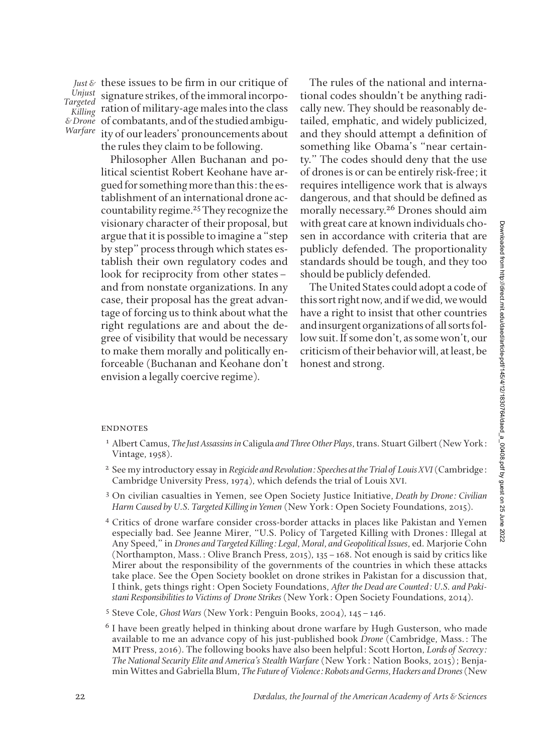these issues to be firm in our critique of signature strikes, of the immoral incorporation of military-age males into the class of combatants, and of the studied ambiguity of our leaders' pronouncements about the rules they claim to be following.

Philosopher Allen Buchanan and political scientist Robert Keohane have argued for something more than this: the establishment of an international drone accountability regime.[25] They recognize the visionary character of their proposal, but argue that it is possible to imagine a "step by step" process through which states establish their own regulatory codes and look for reciprocity from other states – and from nonstate organizations. In any case, their proposal has the great advantage of forcing us to think about what the right regulations are and about the degree of visibility that would be necessary to make them morally and politically enforceable (Buchanan and Keohane don't envision a legally coercive regime).

The rules of the national and international codes shouldn't be anything radically new. They should be reasonably detailed, emphatic, and widely publicized, and they should attempt a definition of something like Obama's "near certainty." The codes should deny that the use of drones is or can be entirely risk-free; it requires intelligence work that is always dangerous, and that should be defined as morally necessary.[26] Drones should aim with great care at known individuals chosen in accordance with criteria that are publicly defended. The proportionality standards should be tough, and they too should be publicly defended.

The United States could adopt a code of this sort right now, and if we did, we would have a right to insist that other countries and insurgent organizations of all sorts follow suit. If some don't, as some won't, our criticism of their behavior will, at least, be honest and strong.

## ENDNOTES

1 Albert Camus, *The Just Assassins in* Caligula *and Three Other Plays*, trans. Stuart Gilbert (New York: Vintage, 1958).

2 See my introductory essay in *Regicide and Revolution: Speeches at the Trial of Louis XVI* (Cambridge: Cambridge University Press, 1974), which defends the trial of Louis XVI.

3 On civilian casualties in Yemen, see Open Society Justice Initiative, *Death by Drone: Civilian Harm Caused by U.S. Targeted Killing in Yemen* (New York: Open Society Foundations, 2015).

4 Critics of drone warfare consider cross-border attacks in places like Pakistan and Yemen especially bad. See Jeanne Mirer, "U.S. Policy of Targeted Killing with Drones: Illegal at Any Speed," in *Drones and Targeted Killing: Legal, Moral, and Geopolitical Issues*, ed. Marjorie Cohn (Northampton, Mass.: Olive Branch Press, 2015), 135 – 168. Not enough is said by critics like Mirer about the responsibility of the governments of the countries in which these attacks take place. See the Open Society booklet on drone strikes in Pakistan for a discussion that, I think, gets things right: Open Society Foundations, *After the Dead are Counted: U.S. and Pakistani Responsibilities to Victims of Drone Strikes* (New York: Open Society Foundations, 2014).

5 Steve Cole, *Ghost Wars* (New York: Penguin Books, 2004), 145 – 146.

6 I have been greatly helped in thinking about drone warfare by Hugh Gusterson, who made available to me an advance copy of his just-published book *Drone* (Cambridge, Mass.: The MIT Press, 2016). The following books have also been helpful: Scott Horton, *Lords of Secrecy: The National Security Elite and America's Stealth Warfare* (New York: Nation Books, 2015); Benjamin Wittes and Gabriella Blum, *The Future of Violence: Robots and Germs, Hackers and Drones* (New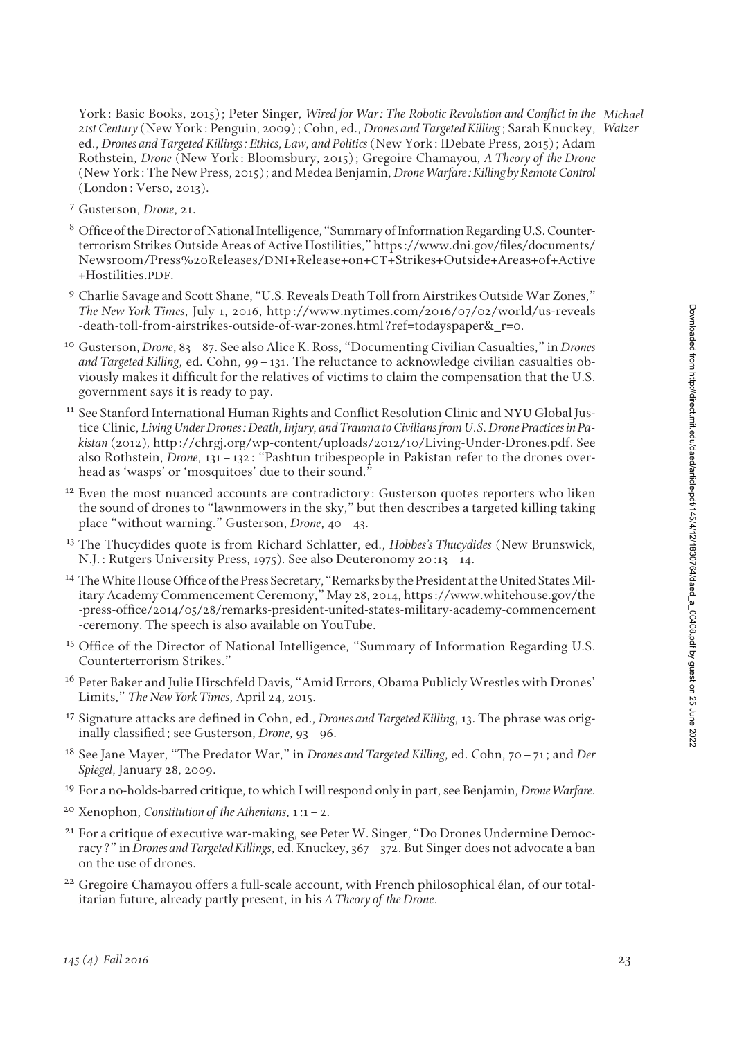York: Basic Books, 2015); Peter Singer, *Wired for War: The Robotic Revolution and Conflict in the 21st Century* (New York: Penguin, 2009); Cohn, ed., *Drones and Targeted Killing*; Sarah Knuckey, ed., *Drones and Targeted Killings: Ethics, Law, and Politics* (New York: IDebate Press, 2015); Adam Rothstein, *Drone* (New York: Bloomsbury, 2015); Gregoire Chamayou, *A Theory of the Drone* (New York: The New Press, 2015); and Medea Benjamin, *Drone Warfare: Killing by Remote Control* (London: Verso, 2013).

[7] Gusterson, *Drone*, 21.

[8] Office of the Director of National Intelligence, "Summary of Information Regarding U.S. Counterterrorism Strikes Outside Areas of Active Hostilities," https://www.dni.gov/files/documents/Newsroom/Press%20Releases/DNI+Release+on+CT+Strikes+Outside+Areas+of+Active+Hostilities.PDF.

[9] Charlie Savage and Scott Shane, "U.S. Reveals Death Toll from Airstrikes Outside War Zones," *The New York Times*, July 1, 2016, http://www.nytimes.com/2016/07/02/world/us-reveals-death-toll-from-airstrikes-outside-of-war-zones.html?ref=todayspaper&_r=0.

[10] Gusterson, *Drone*, 83–87. See also Alice K. Ross, "Documenting Civilian Casualties," in *Drones and Targeted Killing*, ed. Cohn, 99–131. The reluctance to acknowledge civilian casualties obviously makes it difficult for the relatives of victims to claim the compensation that the U.S. government says it is ready to pay.

[11] See Stanford International Human Rights and Conflict Resolution Clinic and NYU Global Justice Clinic, *Living Under Drones: Death, Injury, and Trauma to Civilians from U.S. Drone Practices in Pakistan* (2012), http://chrgj.org/wp-content/uploads/2012/10/Living-Under-Drones.pdf. See also Rothstein, *Drone*, 131–132: "Pashtun tribespeople in Pakistan refer to the drones overhead as 'wasps' or 'mosquitoes' due to their sound."

[12] Even the most nuanced accounts are contradictory: Gusterson quotes reporters who liken the sound of drones to "lawnmowers in the sky," but then describes a targeted killing taking place "without warning." Gusterson, *Drone*, 40–43.

[13] The Thucydides quote is from Richard Schlatter, ed., *Hobbes's Thucydides* (New Brunswick, N.J.: Rutgers University Press, 1975). See also Deuteronomy 20:13–14.

[14] The White House Office of the Press Secretary, "Remarks by the President at the United States Military Academy Commencement Ceremony," May 28, 2014, https://www.whitehouse.gov/the-press-office/2014/05/28/remarks-president-united-states-military-academy-commencement-ceremony. The speech is also available on YouTube.

[15] Office of the Director of National Intelligence, "Summary of Information Regarding U.S. Counterterrorism Strikes."

[16] Peter Baker and Julie Hirschfeld Davis, "Amid Errors, Obama Publicly Wrestles with Drones' Limits," *The New York Times*, April 24, 2015.

[17] Signature attacks are defined in Cohn, ed., *Drones and Targeted Killing*, 13. The phrase was originally classified; see Gusterson, *Drone*, 93–96.

[18] See Jane Mayer, "The Predator War," in *Drones and Targeted Killing*, ed. Cohn, 70–71; and *Der Spiegel*, January 28, 2009.

[19] For a no-holds-barred critique, to which I will respond only in part, see Benjamin, *Drone Warfare*.

[20] Xenophon, *Constitution of the Athenians*, 1:1–2.

[21] For a critique of executive war-making, see Peter W. Singer, "Do Drones Undermine Democracy?" in *Drones and Targeted Killings*, ed. Knuckey, 367–372. But Singer does not advocate a ban on the use of drones.

[22] Gregoire Chamayou offers a full-scale account, with French philosophical élan, of our totalitarian future, already partly present, in his *A Theory of the Drone*.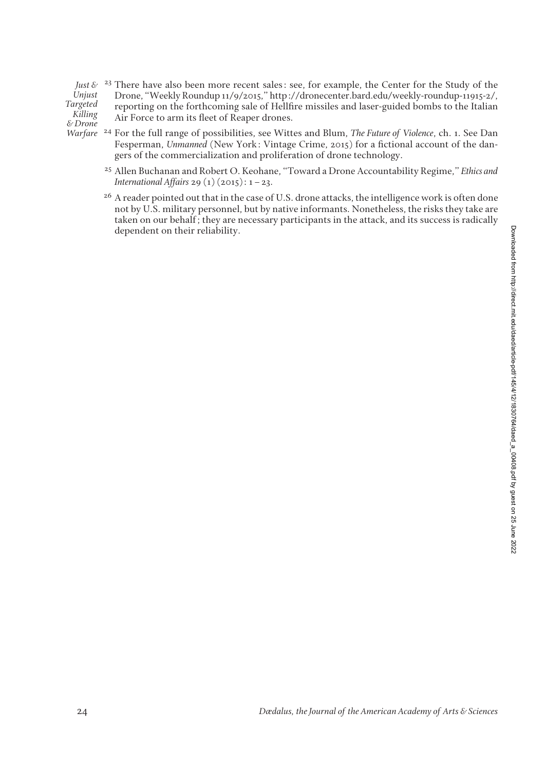[23] There have also been more recent sales: see, for example, the Center for the Study of the Drone, "Weekly Roundup 11/9/2015," http://dronecenter.bard.edu/weekly-roundup-11915-2/, reporting on the forthcoming sale of Hellfire missiles and laser-guided bombs to the Italian Air Force to arm its fleet of Reaper drones.

[24] For the full range of possibilities, see Wittes and Blum, *The Future of Violence*, ch. 1. See Dan Fesperman, *Unmanned* (New York: Vintage Crime, 2015) for a fictional account of the dangers of the commercialization and proliferation of drone technology.

[25] Allen Buchanan and Robert O. Keohane, "Toward a Drone Accountability Regime," *Ethics and International Affairs* 29 (1) (2015): 1–23.

[26] A reader pointed out that in the case of U.S. drone attacks, the intelligence work is often done not by U.S. military personnel, but by native informants. Nonetheless, the risks they take are taken on our behalf; they are necessary participants in the attack, and its success is radically dependent on their reliability.